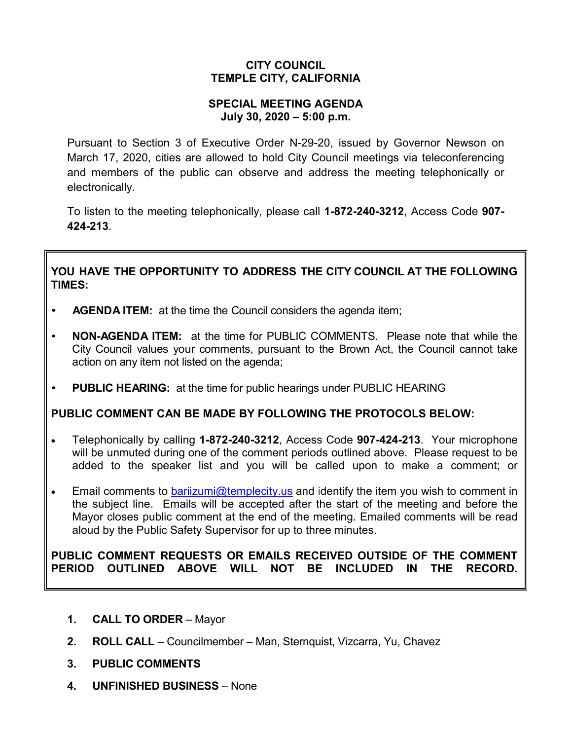# CITY COUNCIL
# TEMPLE CITY, CALIFORNIA

## SPECIAL MEETING AGENDA
## July 30, 2020 – 5:00 p.m.

Pursuant to Section 3 of Executive Order N-29-20, issued by Governor Newson on March 17, 2020, cities are allowed to hold City Council meetings via teleconferencing and members of the public can observe and address the meeting telephonically or electronically.

To listen to the meeting telephonically, please call **1-872-240-3212**, Access Code **907-424-213**.

**YOU HAVE THE OPPORTUNITY TO ADDRESS THE CITY COUNCIL AT THE FOLLOWING TIMES:**

- **AGENDA ITEM:** at the time the Council considers the agenda item;
- **NON-AGENDA ITEM:** at the time for PUBLIC COMMENTS. Please note that while the City Council values your comments, pursuant to the Brown Act, the Council cannot take action on any item not listed on the agenda;
- **PUBLIC HEARING:** at the time for public hearings under PUBLIC HEARING

**PUBLIC COMMENT CAN BE MADE BY FOLLOWING THE PROTOCOLS BELOW:**

- Telephonically by calling **1-872-240-3212**, Access Code **907-424-213**. Your microphone will be unmuted during one of the comment periods outlined above. Please request to be added to the speaker list and you will be called upon to make a comment; or
- Email comments to bariizumi@templecity.us and identify the item you wish to comment in the subject line. Emails will be accepted after the start of the meeting and before the Mayor closes public comment at the end of the meeting. Emailed comments will be read aloud by the Public Safety Supervisor for up to three minutes.

**PUBLIC COMMENT REQUESTS OR EMAILS RECEIVED OUTSIDE OF THE COMMENT PERIOD OUTLINED ABOVE WILL NOT BE INCLUDED IN THE RECORD.**

1. **CALL TO ORDER** – Mayor
2. **ROLL CALL** – Councilmember – Man, Sternquist, Vizcarra, Yu, Chavez
3. **PUBLIC COMMENTS**
4. **UNFINISHED BUSINESS** – None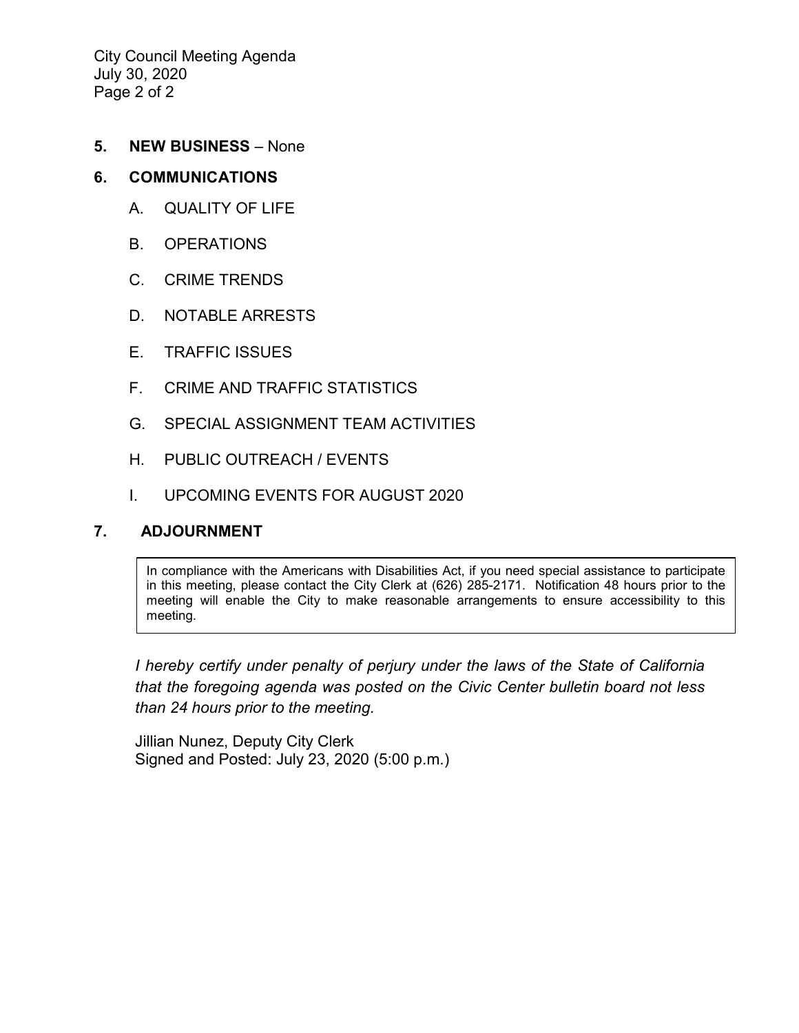**5. NEW BUSINESS** – None

**6. COMMUNICATIONS**

A. QUALITY OF LIFE

B. OPERATIONS

C. CRIME TRENDS

D. NOTABLE ARRESTS

E. TRAFFIC ISSUES

F. CRIME AND TRAFFIC STATISTICS

G. SPECIAL ASSIGNMENT TEAM ACTIVITIES

H. PUBLIC OUTREACH / EVENTS

I. UPCOMING EVENTS FOR AUGUST 2020

**7. ADJOURNMENT**

In compliance with the Americans with Disabilities Act, if you need special assistance to participate in this meeting, please contact the City Clerk at (626) 285-2171. Notification 48 hours prior to the meeting will enable the City to make reasonable arrangements to ensure accessibility to this meeting.

*I hereby certify under penalty of perjury under the laws of the State of California that the foregoing agenda was posted on the Civic Center bulletin board not less than 24 hours prior to the meeting.*

Jillian Nunez, Deputy City Clerk
Signed and Posted: July 23, 2020 (5:00 p.m.)